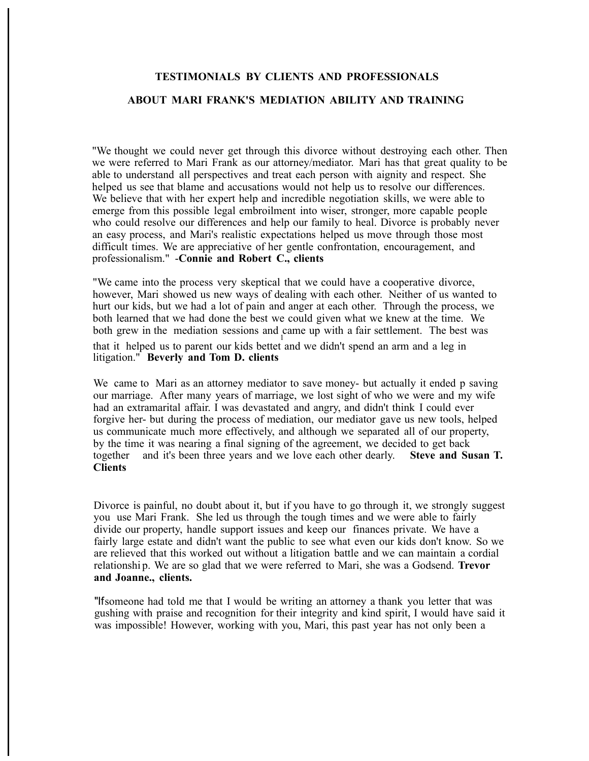## TESTIMONIALS BY CLIENTS AND PROFESSIONALS

## ABOUT MARI FRANK'S MEDIATION ABILITY AND TRAINING

"We thought we could never get through this divorce without destroying each other. Then we were referred to Mari Frank as our attorney/mediator. Mari has that great quality to be able to understand all perspectives and treat each person with aignity and respect. She helped us see that blame and accusations would not help us to resolve our differences. We believe that with her expert help and incredible negotiation skills, we were able to emerge from this possible legal embroilment into wiser, stronger, more capable people who could resolve our differences and help our family to heal. Divorce is probably never an easy process, and Mari's realistic expectations helped us move through those most difficult times. We are appreciative of her gentle confrontation, encouragement, and professionalism." -**Connie and Robert C., clients**

"We came into the process very skeptical that we could have a cooperative divorce, however, Mari showed us new ways of dealing with each other. Neither of us wanted to hurt our kids, but we had a lot of pain and anger at each other. Through the process, we both learned that we had done the best we could given what we knew at the time. We both grew in the mediation sessions and came up with a fair settlement. The best was that it helped us to parent our kids bettet and we didn't spend an arm and a leg in litigation." **Beverly and Tom D. clients**

We came to Mari as an attorney mediator to save money- but actually it ended p saving our marriage. After many years of marriage, we lost sight of who we were and my wife had an extramarital affair. I was devastated and angry, and didn't think I could ever forgive her- but during the process of mediation, our mediator gave us new tools, helped us communicate much more effectively, and although we separated all of our property, by the time it was nearing a final signing of the agreement, we decided to get back together and it's been three years and we love each other dearly. **Steve and Susan T. Clients**

Divorce is painful, no doubt about it, but if you have to go through it, we strongly suggest you use Mari Frank. She led us through the tough times and we were able to fairly divide our property, handle support issues and keep our finances private. We have a fairly large estate and didn't want the public to see what even our kids don't know. So we are relieved that this worked out without a litigation battle and we can maintain a cordial relationshi p. We are so glad that we were referred to Mari, she was a Godsend. **Trevor and Joanne., clients.**

"If someone had told me that I would be writing an attorney a thank you letter that was gushing with praise and recognition for their integrity and kind spirit, I would have said it was impossible! However, working with you, Mari, this past year has not only been a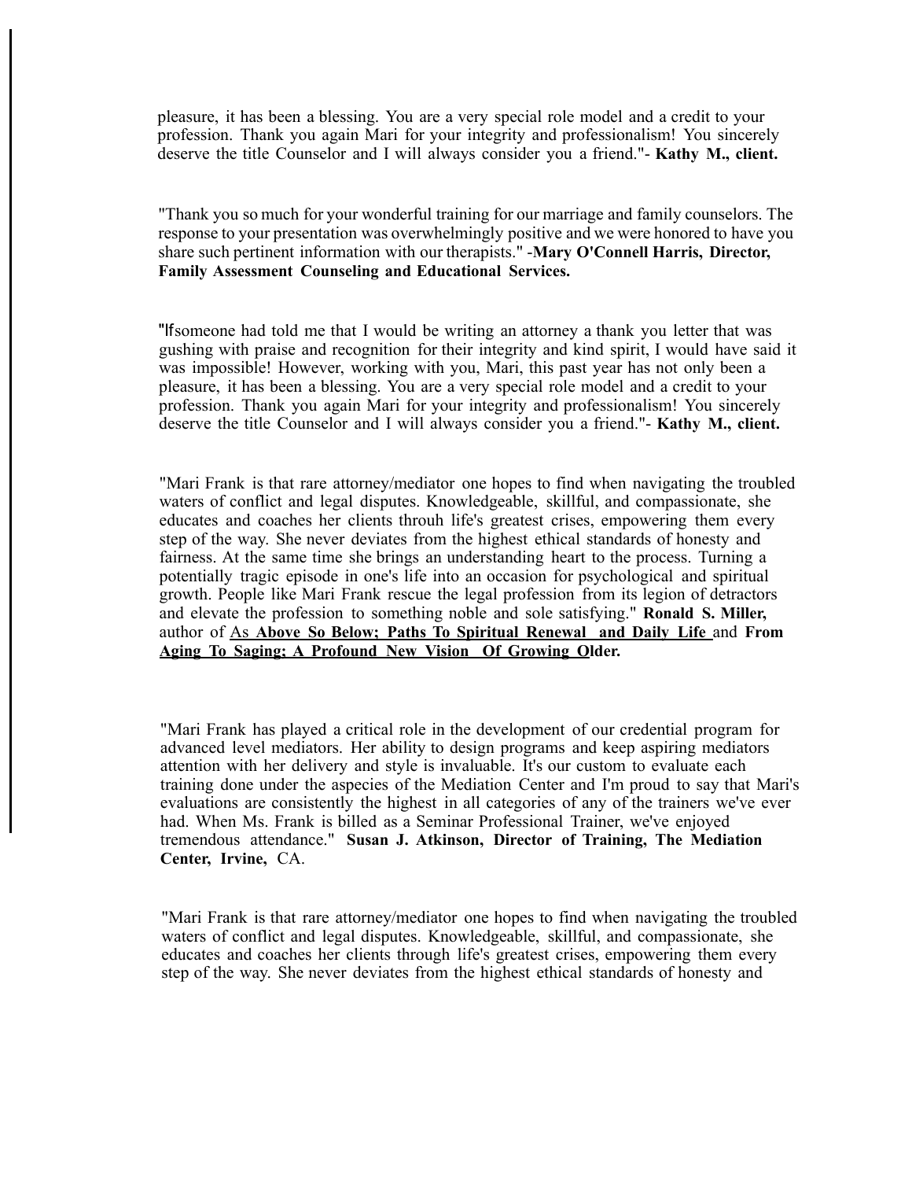pleasure, it has been a blessing. You are a very special role model and a credit to your profession. Thank you again Mari for your integrity and professionalism! You sincerely deserve the title Counselor and I will always consider you a friend."- **Kathy M., client.**

"Thank you so much for your wonderful training for our marriage and family counselors. The response to your presentation was overwhelmingly positive and we were honored to have you share such pertinent information with our therapists." -**Mary O'Connell Harris, Director, Family Assessment Counseling and Educational Services.**

"If someone had told me that I would be writing an attorney a thank you letter that was gushing with praise and recognition for their integrity and kind spirit, I would have said it was impossible! However, working with you, Mari, this past year has not only been a pleasure, it has been a blessing. You are a very special role model and a credit to your profession. Thank you again Mari for your integrity and professionalism! You sincerely deserve the title Counselor and I will always consider you a friend."- **Kathy M., client.**

"Mari Frank is that rare attorney/mediator one hopes to find when navigating the troubled waters of conflict and legal disputes. Knowledgeable, skillful, and compassionate, she educates and coaches her clients throuh life's greatest crises, empowering them every step of the way. She never deviates from the highest ethical standards of honesty and fairness. At the same time she brings an understanding heart to the process. Turning a potentially tragic episode in one's life into an occasion for psychological and spiritual growth. People like Mari Frank rescue the legal profession from its legion of detractors and elevate the profession to something noble and sole satisfying." **Ronald S. Miller,** author of As **Above So Below; Paths To Spiritual Renewal and Daily Life** and **From Aging To Saging; A Profound New Vision Of Growing Older.**

"Mari Frank has played a critical role in the development of our credential program for advanced level mediators. Her ability to design programs and keep aspiring mediators attention with her delivery and style is invaluable. It's our custom to evaluate each training done under the aspecies of the Mediation Center and I'm proud to say that Mari's evaluations are consistently the highest in all categories of any of the trainers we've ever had. When Ms. Frank is billed as a Seminar Professional Trainer, we've enjoyed tremendous attendance." **Susan J. Atkinson, Director of Training, The Mediation Center, Irvine,** CA.

"Mari Frank is that rare attorney/mediator one hopes to find when navigating the troubled waters of conflict and legal disputes. Knowledgeable, skillful, and compassionate, she educates and coaches her clients through life's greatest crises, empowering them every step of the way. She never deviates from the highest ethical standards of honesty and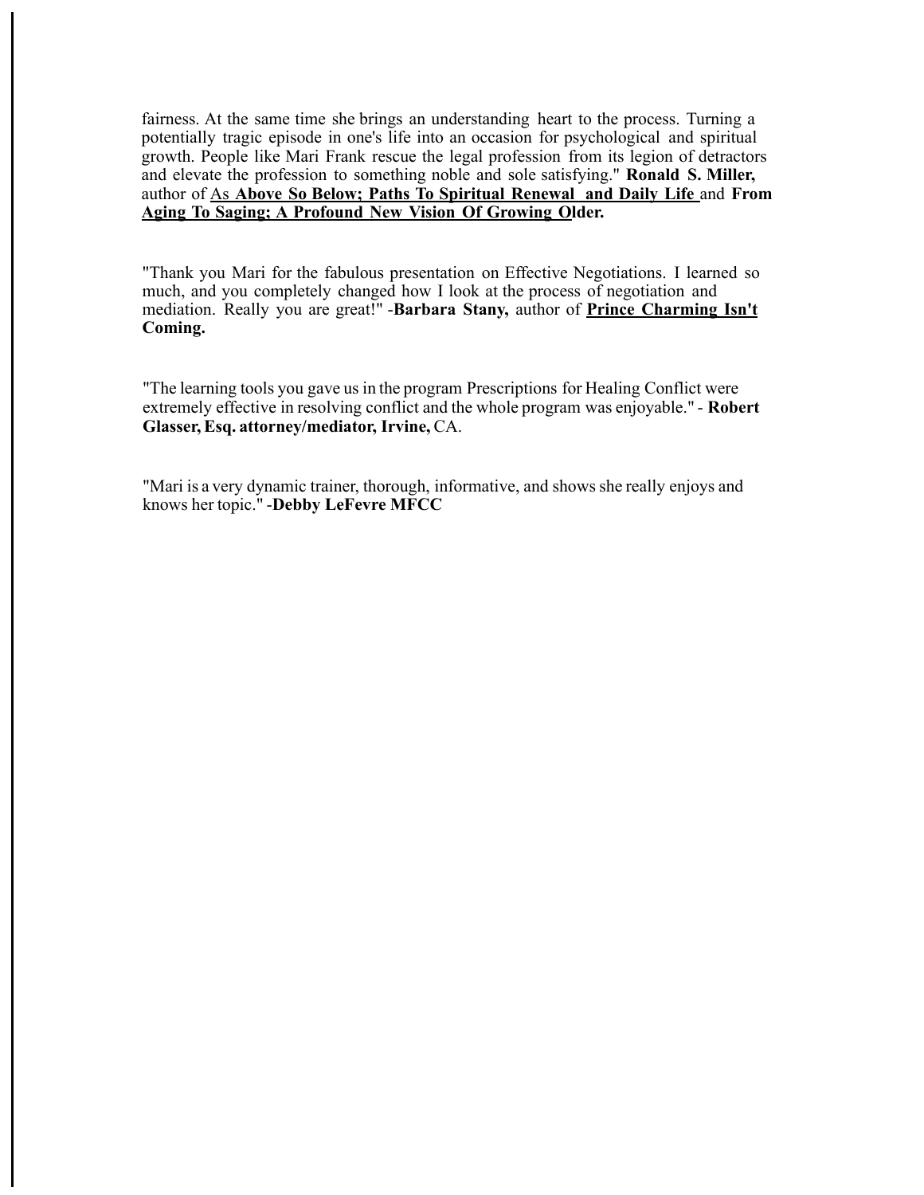fairness. At the same time she brings an understanding heart to the process. Turning a potentially tragic episode in one's life into an occasion for psychological and spiritual growth. People like Mari Frank rescue the legal profession from its legion of detractors and elevate the profession to something noble and sole satisfying." **Ronald S. Miller,** author of As **Above So Below; Paths To Spiritual Renewal and Daily Life** and **From Aging To Saging; A Profound New Vision Of Growing Older.**

"Thank you Mari for the fabulous presentation on Effective Negotiations. I learned so much, and you completely changed how I look at the process of negotiation and mediation. Really you are great!" -**Barbara Stany,** author of **Prince Charming Isn't Coming.**

"The learning tools you gave us in the program Prescriptions for Healing Conflict were extremely effective in resolving conflict and the whole program was enjoyable." - **Robert Glasser, Esq. attorney/mediator, Irvine,** CA.

"Mari is a very dynamic trainer, thorough, informative, and shows she really enjoys and knows her topic." -**Debby LeFevre MFCC**